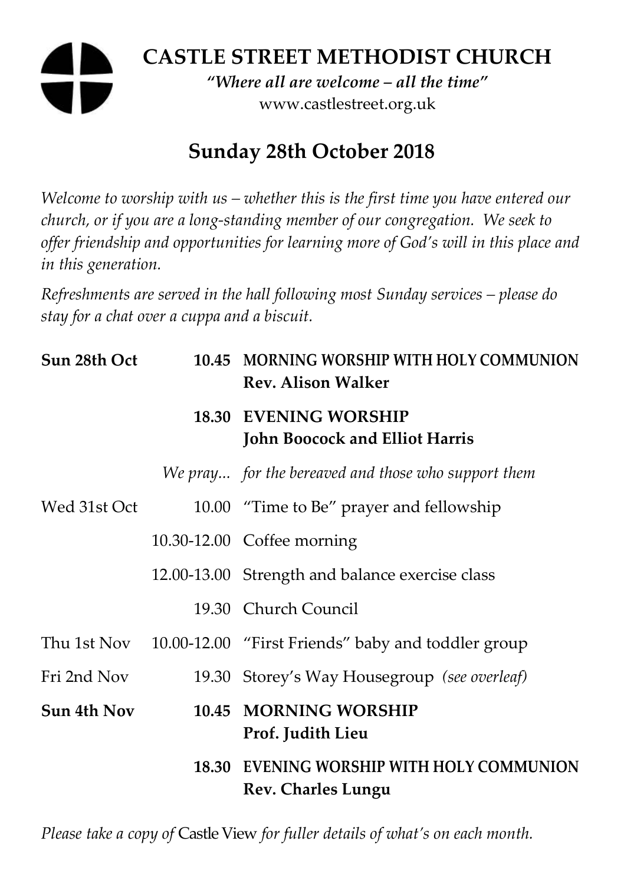# CASTLE STREET METHODIST CHURCH

*"Where all are welcome – all the time"*

www.castlestreet.org.uk

## Sunday 28th October 2018

*Welcome to worship with us – whether this is the first time you have entered our church, or if you are a long-standing member of our congregation. We seek to offer friendship and opportunities for learning more of God's will in this place and in this generation.*

*Refreshments are served in the hall following most Sunday services – please do stay for a chat over a cuppa and a biscuit.*

| | | |
|---|---|---|
| **Sun 28th Oct** | **10.45** | MORNING WORSHIP WITH HOLY COMMUNION **Rev. Alison Walker** |
| | **18.30** | **EVENING WORSHIP John Boocock and Elliot Harris** |
| | *We pray...* | *for the bereaved and those who support them* |
| Wed 31st Oct | 10.00 | "Time to Be" prayer and fellowship |
| | 10.30-12.00 | Coffee morning |
| | 12.00-13.00 | Strength and balance exercise class |
| | 19.30 | Church Council |
| Thu 1st Nov | 10.00-12.00 | "First Friends" baby and toddler group |
| Fri 2nd Nov | 19.30 | Storey's Way Housegroup *(see overleaf)* |
| **Sun 4th Nov** | **10.45** | **MORNING WORSHIP Prof. Judith Lieu** |
| | **18.30** | EVENING WORSHIP WITH HOLY COMMUNION **Rev. Charles Lungu** |

*Please take a copy of* Castle View *for fuller details of what's on each month.*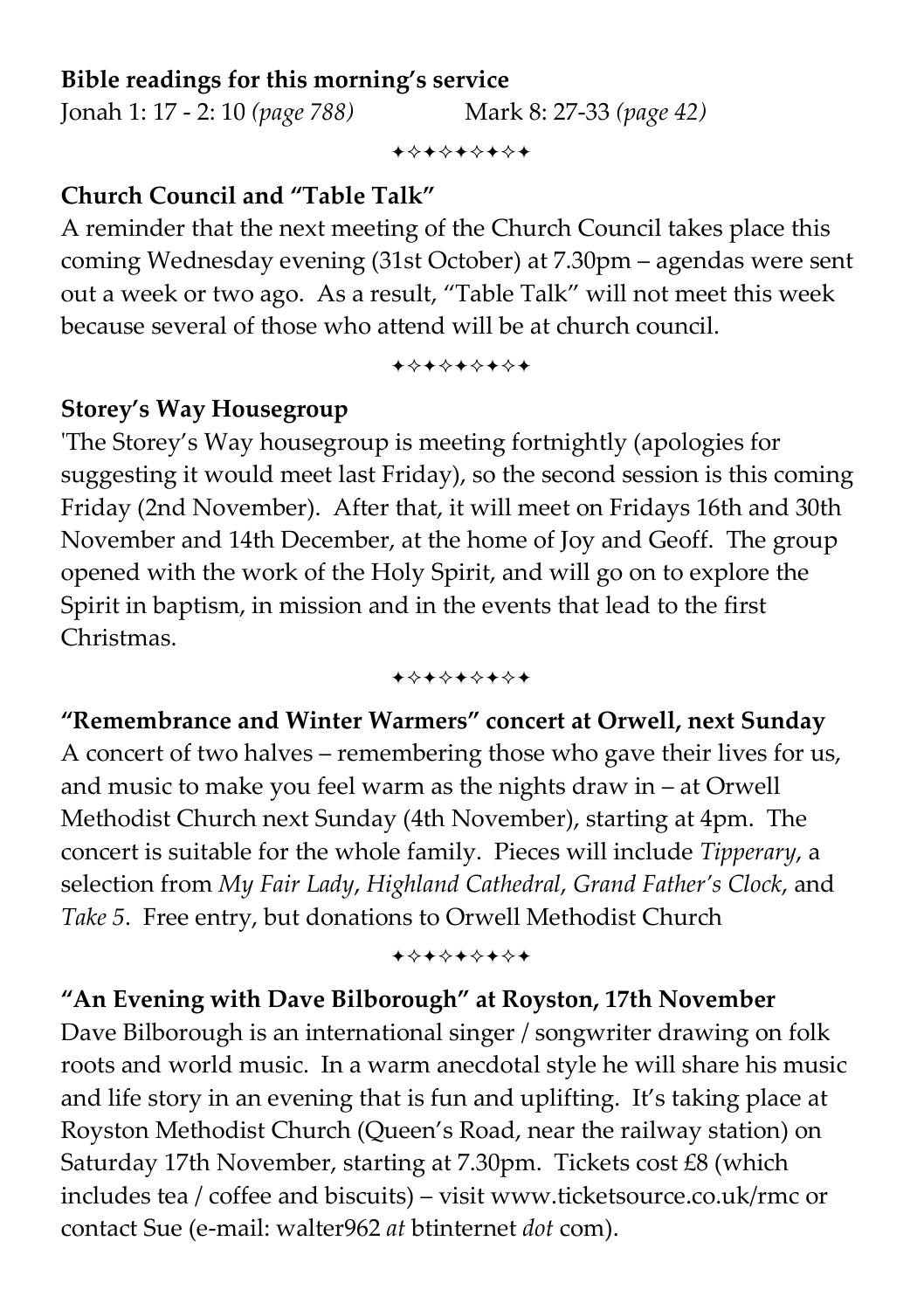**Bible readings for this morning's service**

Jonah 1: 17 - 2: 10 *(page 788)* Mark 8: 27-33 *(page 42)*

✦✧✦✧✦✧✦✧✦

**Church Council and "Table Talk"**

A reminder that the next meeting of the Church Council takes place this coming Wednesday evening (31st October) at 7.30pm – agendas were sent out a week or two ago. As a result, "Table Talk" will not meet this week because several of those who attend will be at church council.

✦✧✦✧✦✧✦✧✦

**Storey's Way Housegroup**

'The Storey's Way housegroup is meeting fortnightly (apologies for suggesting it would meet last Friday), so the second session is this coming Friday (2nd November). After that, it will meet on Fridays 16th and 30th November and 14th December, at the home of Joy and Geoff. The group opened with the work of the Holy Spirit, and will go on to explore the Spirit in baptism, in mission and in the events that lead to the first Christmas.

✦✧✦✧✦✧✦✧✦

**"Remembrance and Winter Warmers" concert at Orwell, next Sunday**

A concert of two halves – remembering those who gave their lives for us, and music to make you feel warm as the nights draw in – at Orwell Methodist Church next Sunday (4th November), starting at 4pm. The concert is suitable for the whole family. Pieces will include *Tipperary*, a selection from *My Fair Lady*, *Highland Cathedral*, *Grand Father's Clock*, and *Take 5*. Free entry, but donations to Orwell Methodist Church

✦✧✦✧✦✧✦✧✦

**"An Evening with Dave Bilborough" at Royston, 17th November**

Dave Bilborough is an international singer / songwriter drawing on folk roots and world music. In a warm anecdotal style he will share his music and life story in an evening that is fun and uplifting. It's taking place at Royston Methodist Church (Queen's Road, near the railway station) on Saturday 17th November, starting at 7.30pm. Tickets cost £8 (which includes tea / coffee and biscuits) – visit www.ticketsource.co.uk/rmc or contact Sue (e-mail: walter962 *at* btinternet *dot* com).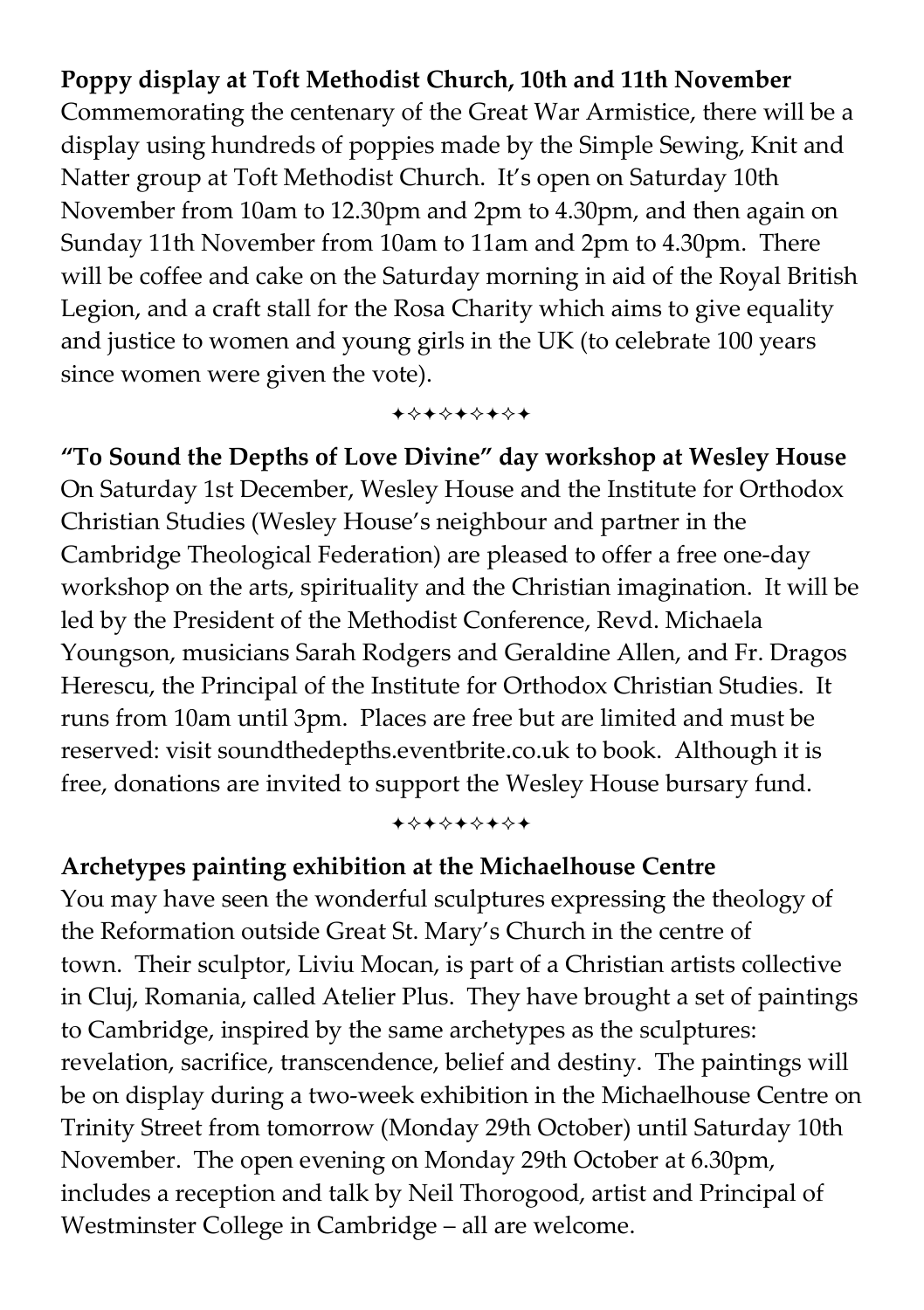**Poppy display at Toft Methodist Church, 10th and 11th November**

Commemorating the centenary of the Great War Armistice, there will be a display using hundreds of poppies made by the Simple Sewing, Knit and Natter group at Toft Methodist Church. It's open on Saturday 10th November from 10am to 12.30pm and 2pm to 4.30pm, and then again on Sunday 11th November from 10am to 11am and 2pm to 4.30pm. There will be coffee and cake on the Saturday morning in aid of the Royal British Legion, and a craft stall for the Rosa Charity which aims to give equality and justice to women and young girls in the UK (to celebrate 100 years since women were given the vote).

✦✧✦✧✦✧✦✧✦

**"To Sound the Depths of Love Divine" day workshop at Wesley House**

On Saturday 1st December, Wesley House and the Institute for Orthodox Christian Studies (Wesley House's neighbour and partner in the Cambridge Theological Federation) are pleased to offer a free one-day workshop on the arts, spirituality and the Christian imagination. It will be led by the President of the Methodist Conference, Revd. Michaela Youngson, musicians Sarah Rodgers and Geraldine Allen, and Fr. Dragos Herescu, the Principal of the Institute for Orthodox Christian Studies. It runs from 10am until 3pm. Places are free but are limited and must be reserved: visit soundthedepths.eventbrite.co.uk to book. Although it is free, donations are invited to support the Wesley House bursary fund.

✦✧✦✧✦✧✦✧✦

**Archetypes painting exhibition at the Michaelhouse Centre**

You may have seen the wonderful sculptures expressing the theology of the Reformation outside Great St. Mary's Church in the centre of town. Their sculptor, Liviu Mocan, is part of a Christian artists collective in Cluj, Romania, called Atelier Plus. They have brought a set of paintings to Cambridge, inspired by the same archetypes as the sculptures: revelation, sacrifice, transcendence, belief and destiny. The paintings will be on display during a two-week exhibition in the Michaelhouse Centre on Trinity Street from tomorrow (Monday 29th October) until Saturday 10th November. The open evening on Monday 29th October at 6.30pm, includes a reception and talk by Neil Thorogood, artist and Principal of Westminster College in Cambridge – all are welcome.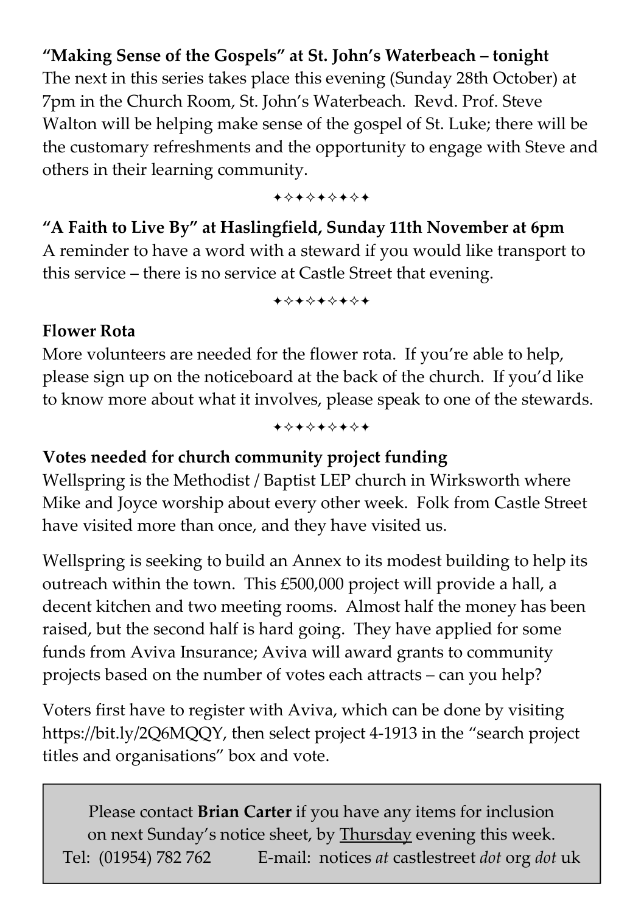**"Making Sense of the Gospels" at St. John's Waterbeach – tonight**

The next in this series takes place this evening (Sunday 28th October) at 7pm in the Church Room, St. John's Waterbeach. Revd. Prof. Steve Walton will be helping make sense of the gospel of St. Luke; there will be the customary refreshments and the opportunity to engage with Steve and others in their learning community.

✦✧✦✧✦✧✦✧✦

**"A Faith to Live By" at Haslingfield, Sunday 11th November at 6pm**

A reminder to have a word with a steward if you would like transport to this service – there is no service at Castle Street that evening.

✦✧✦✧✦✧✦✧✦

**Flower Rota**

More volunteers are needed for the flower rota. If you're able to help, please sign up on the noticeboard at the back of the church. If you'd like to know more about what it involves, please speak to one of the stewards.

✦✧✦✧✦✧✦✧✦

**Votes needed for church community project funding**

Wellspring is the Methodist / Baptist LEP church in Wirksworth where Mike and Joyce worship about every other week. Folk from Castle Street have visited more than once, and they have visited us.

Wellspring is seeking to build an Annex to its modest building to help its outreach within the town. This £500,000 project will provide a hall, a decent kitchen and two meeting rooms. Almost half the money has been raised, but the second half is hard going. They have applied for some funds from Aviva Insurance; Aviva will award grants to community projects based on the number of votes each attracts – can you help?

Voters first have to register with Aviva, which can be done by visiting https://bit.ly/2Q6MQQY, then select project 4-1913 in the "search project titles and organisations" box and vote.

Please contact **Brian Carter** if you have any items for inclusion on next Sunday's notice sheet, by Thursday evening this week.
Tel: (01954) 782 762 E-mail: notices *at* castlestreet *dot* org *dot* uk